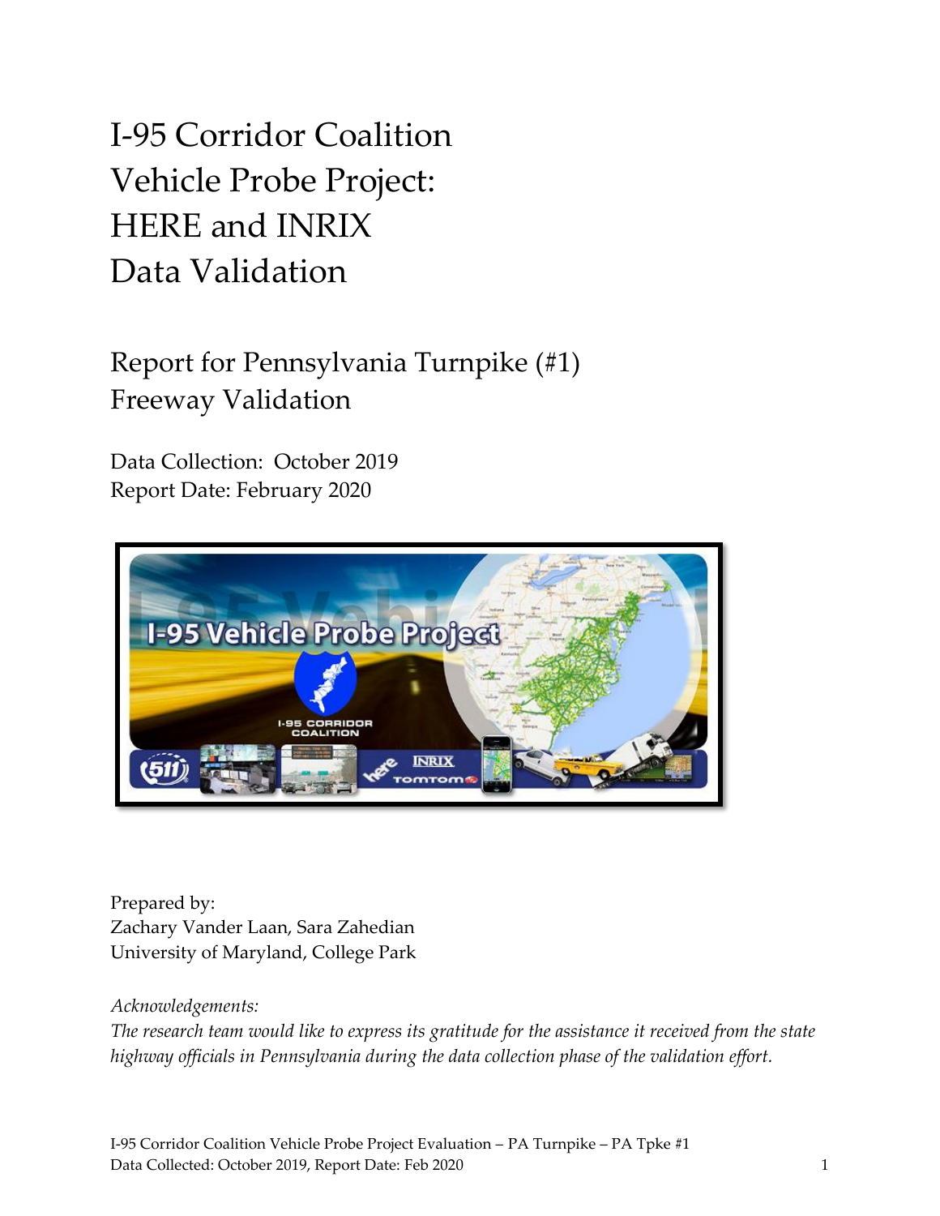# I-95 Corridor Coalition Vehicle Probe Project: HERE and INRIX Data Validation

## Report for Pennsylvania Turnpike (#1) Freeway Validation

Data Collection: October 2019
Report Date: February 2020

Prepared by:
Zachary Vander Laan, Sara Zahedian
University of Maryland, College Park

*Acknowledgements:*
*The research team would like to express its gratitude for the assistance it received from the state highway officials in Pennsylvania during the data collection phase of the validation effort.*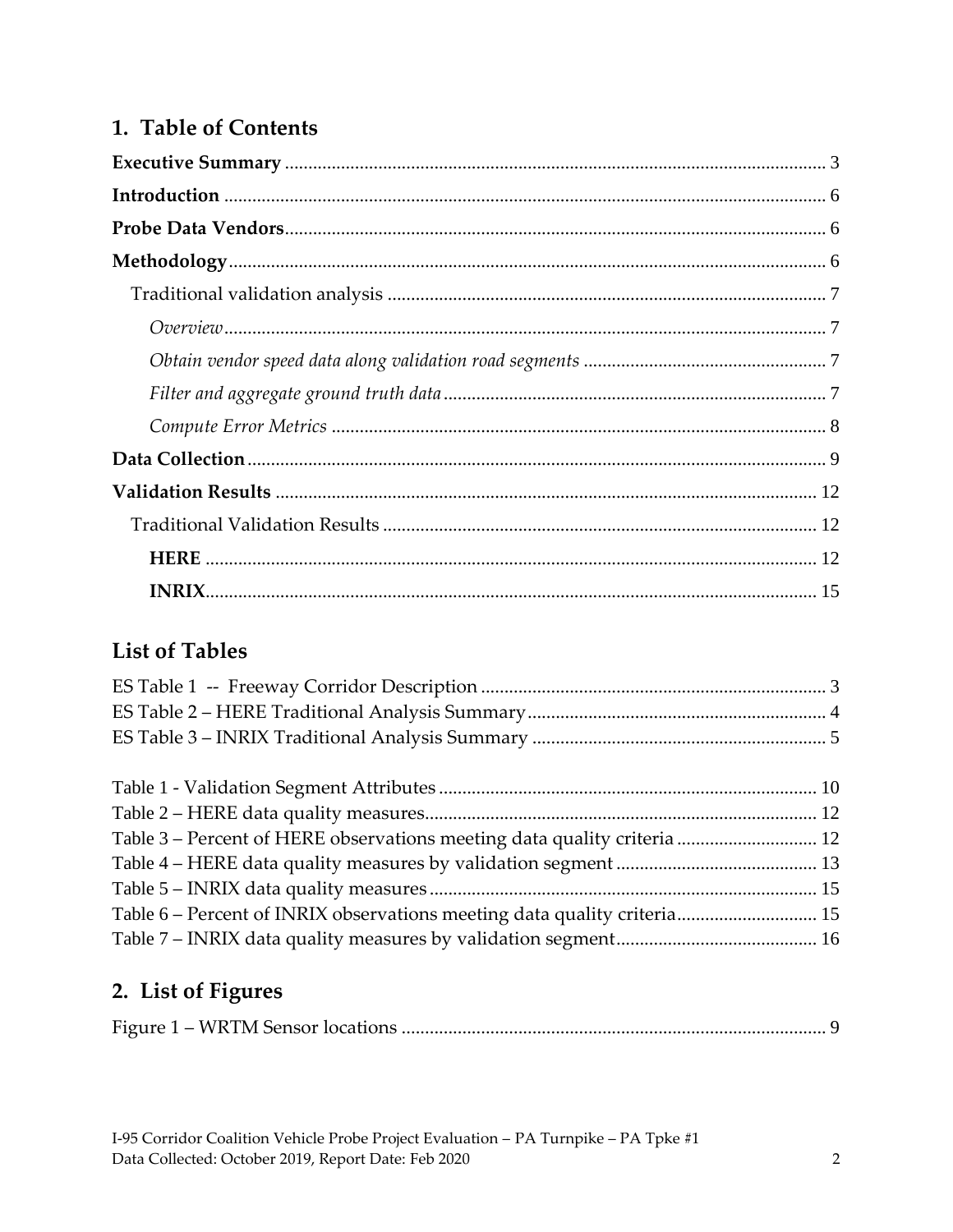# 1. Table of Contents

**Executive Summary** ........ 3

**Introduction** ........ 6

**Probe Data Vendors** ........ 6

**Methodology** ........ 6

- Traditional validation analysis ........ 7
  - *Overview* ........ 7
  - *Obtain vendor speed data along validation road segments* ........ 7
  - *Filter and aggregate ground truth data* ........ 7
  - *Compute Error Metrics* ........ 8

**Data Collection** ........ 9

**Validation Results** ........ 12

- Traditional Validation Results ........ 12
  - **HERE** ........ 12
  - **INRIX** ........ 15

## List of Tables

ES Table 1 -- Freeway Corridor Description ........ 3
ES Table 2 – HERE Traditional Analysis Summary ........ 4
ES Table 3 – INRIX Traditional Analysis Summary ........ 5

Table 1 - Validation Segment Attributes ........ 10
Table 2 – HERE data quality measures ........ 12
Table 3 – Percent of HERE observations meeting data quality criteria ........ 12
Table 4 – HERE data quality measures by validation segment ........ 13
Table 5 – INRIX data quality measures ........ 15
Table 6 – Percent of INRIX observations meeting data quality criteria ........ 15
Table 7 – INRIX data quality measures by validation segment ........ 16

# 2. List of Figures

Figure 1 – WRTM Sensor locations ........ 9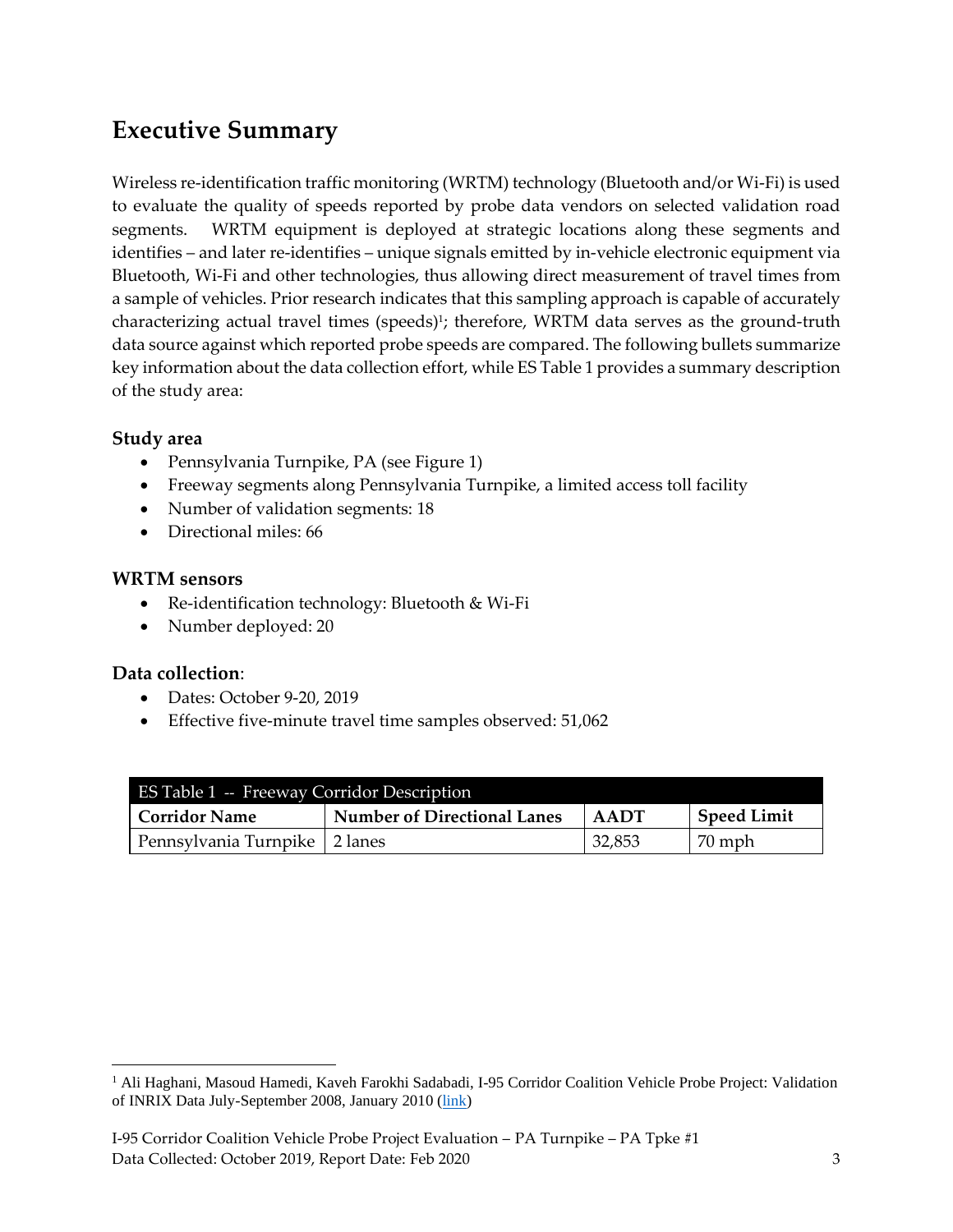## Executive Summary

Wireless re-identification traffic monitoring (WRTM) technology (Bluetooth and/or Wi-Fi) is used to evaluate the quality of speeds reported by probe data vendors on selected validation road segments. WRTM equipment is deployed at strategic locations along these segments and identifies – and later re-identifies – unique signals emitted by in-vehicle electronic equipment via Bluetooth, Wi-Fi and other technologies, thus allowing direct measurement of travel times from a sample of vehicles. Prior research indicates that this sampling approach is capable of accurately characterizing actual travel times (speeds)[1]; therefore, WRTM data serves as the ground-truth data source against which reported probe speeds are compared. The following bullets summarize key information about the data collection effort, while ES Table 1 provides a summary description of the study area:

### Study area

- Pennsylvania Turnpike, PA (see Figure 1)
- Freeway segments along Pennsylvania Turnpike, a limited access toll facility
- Number of validation segments: 18
- Directional miles: 66

### WRTM sensors

- Re-identification technology: Bluetooth & Wi-Fi
- Number deployed: 20

### Data collection:

- Dates: October 9-20, 2019
- Effective five-minute travel time samples observed: 51,062

ES Table 1 -- Freeway Corridor Description

| Corridor Name | Number of Directional Lanes | AADT | Speed Limit |
|---|---|---|---|
| Pennsylvania Turnpike | 2 lanes | 32,853 | 70 mph |

[1] Ali Haghani, Masoud Hamedi, Kaveh Farokhi Sadabadi, I-95 Corridor Coalition Vehicle Probe Project: Validation of INRIX Data July-September 2008, January 2010 (link)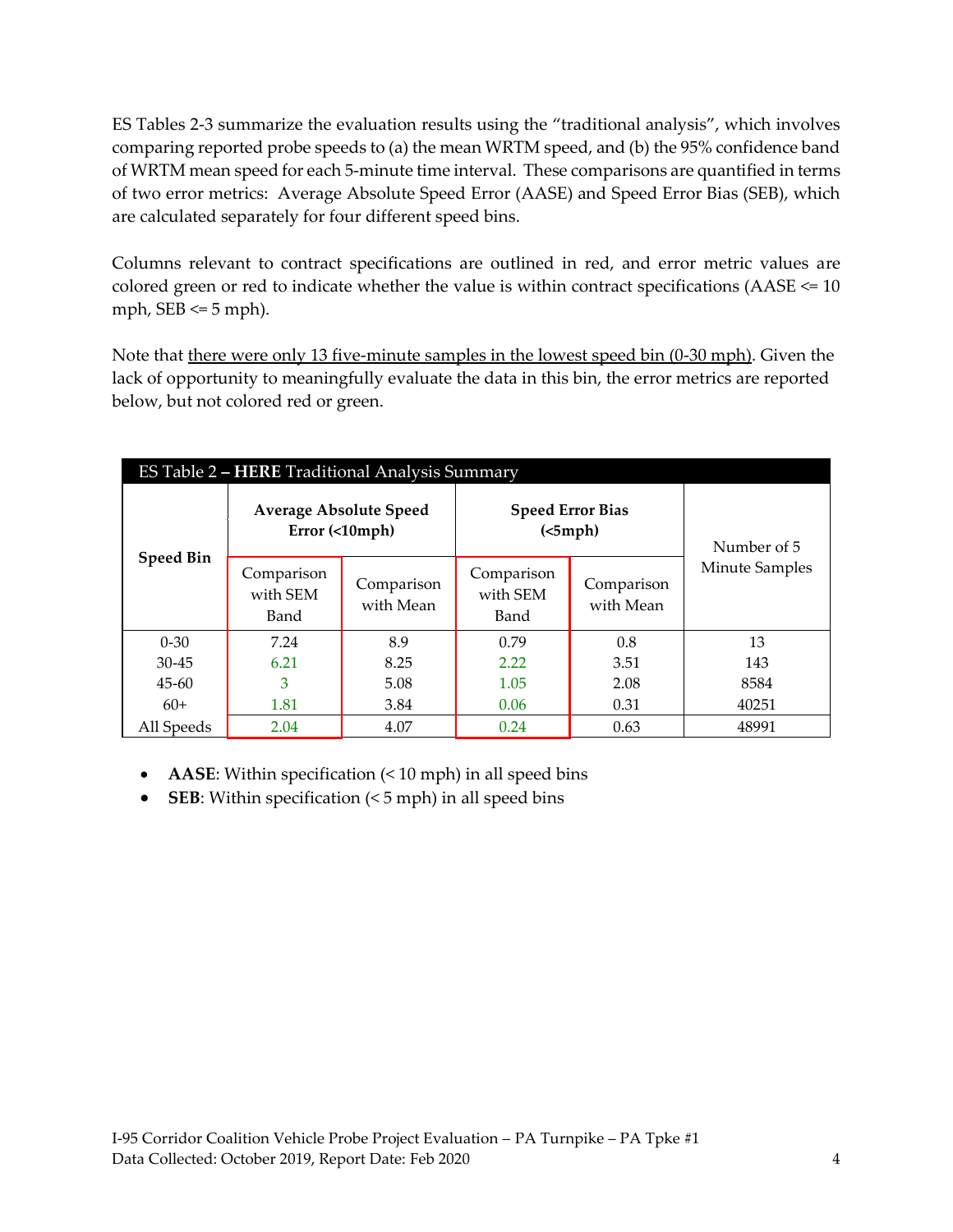ES Tables 2-3 summarize the evaluation results using the “traditional analysis”, which involves comparing reported probe speeds to (a) the mean WRTM speed, and (b) the 95% confidence band of WRTM mean speed for each 5-minute time interval. These comparisons are quantified in terms of two error metrics: Average Absolute Speed Error (AASE) and Speed Error Bias (SEB), which are calculated separately for four different speed bins.

Columns relevant to contract specifications are outlined in red, and error metric values are colored green or red to indicate whether the value is within contract specifications (AASE <= 10 mph, SEB <= 5 mph).

Note that <u>there were only 13 five-minute samples in the lowest speed bin (0-30 mph)</u>. Given the lack of opportunity to meaningfully evaluate the data in this bin, the error metrics are reported below, but not colored red or green.

**ES Table 2 – HERE Traditional Analysis Summary**

| Speed Bin | Average Absolute Speed Error (<10mph) | | Speed Error Bias (<5mph) | | Number of 5 Minute Samples |
|---|---|---|---|---|---|
| | Comparison with SEM Band | Comparison with Mean | Comparison with SEM Band | Comparison with Mean | |
| 0-30 | 7.24 | 8.9 | 0.79 | 0.8 | 13 |
| 30-45 | 6.21 | 8.25 | 2.22 | 3.51 | 143 |
| 45-60 | 3 | 5.08 | 1.05 | 2.08 | 8584 |
| 60+ | 1.81 | 3.84 | 0.06 | 0.31 | 40251 |
| All Speeds | 2.04 | 4.07 | 0.24 | 0.63 | 48991 |

- **AASE**: Within specification (< 10 mph) in all speed bins
- **SEB**: Within specification (< 5 mph) in all speed bins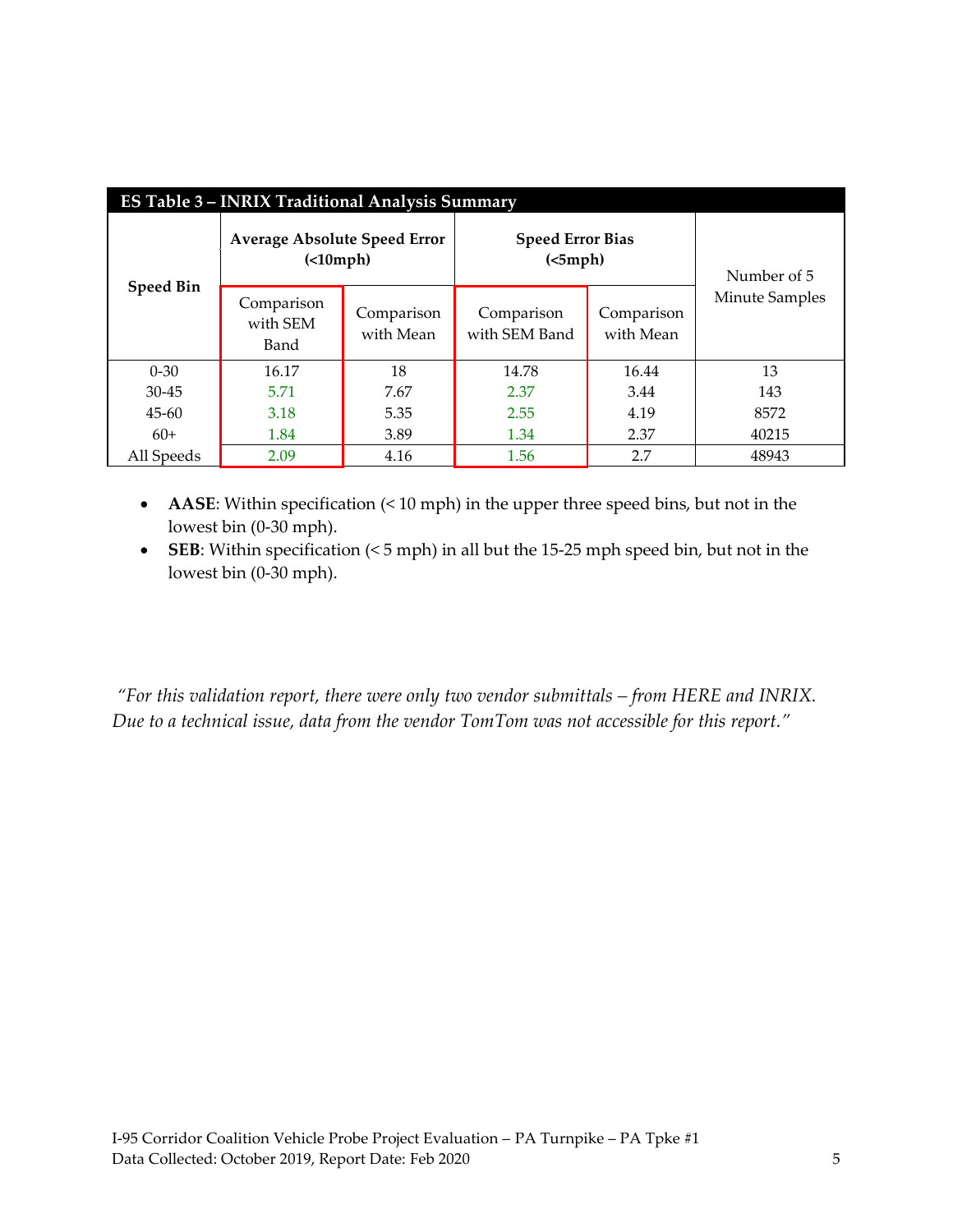**ES Table 3 – INRIX Traditional Analysis Summary**

| Speed Bin | Average Absolute Speed Error (<10mph) | | Speed Error Bias (<5mph) | | Number of 5 Minute Samples |
|---|---|---|---|---|---|
| | Comparison with SEM Band | Comparison with Mean | Comparison with SEM Band | Comparison with Mean | |
| 0-30 | 16.17 | 18 | 14.78 | 16.44 | 13 |
| 30-45 | 5.71 | 7.67 | 2.37 | 3.44 | 143 |
| 45-60 | 3.18 | 5.35 | 2.55 | 4.19 | 8572 |
| 60+ | 1.84 | 3.89 | 1.34 | 2.37 | 40215 |
| All Speeds | 2.09 | 4.16 | 1.56 | 2.7 | 48943 |

- **AASE**: Within specification (< 10 mph) in the upper three speed bins, but not in the lowest bin (0-30 mph).
- **SEB**: Within specification (< 5 mph) in all but the 15-25 mph speed bin, but not in the lowest bin (0-30 mph).

*"For this validation report, there were only two vendor submittals – from HERE and INRIX. Due to a technical issue, data from the vendor TomTom was not accessible for this report."*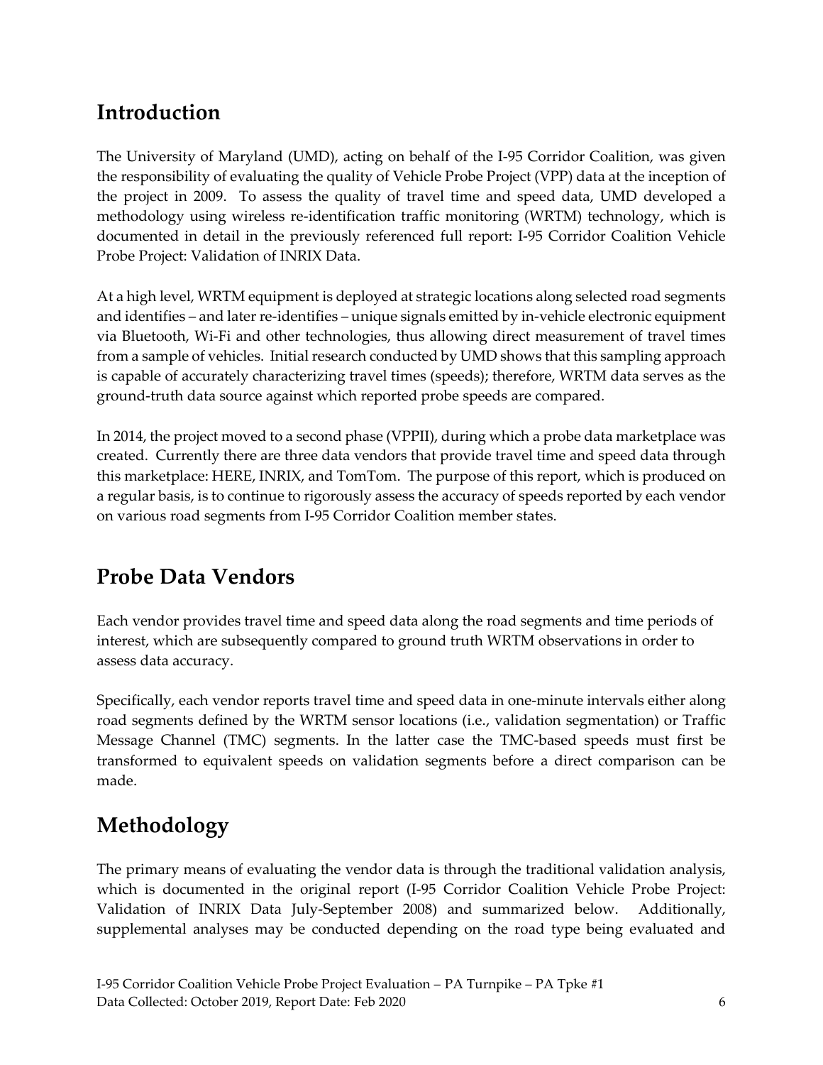## Introduction

The University of Maryland (UMD), acting on behalf of the I-95 Corridor Coalition, was given the responsibility of evaluating the quality of Vehicle Probe Project (VPP) data at the inception of the project in 2009. To assess the quality of travel time and speed data, UMD developed a methodology using wireless re-identification traffic monitoring (WRTM) technology, which is documented in detail in the previously referenced full report: I-95 Corridor Coalition Vehicle Probe Project: Validation of INRIX Data.

At a high level, WRTM equipment is deployed at strategic locations along selected road segments and identifies – and later re-identifies – unique signals emitted by in-vehicle electronic equipment via Bluetooth, Wi-Fi and other technologies, thus allowing direct measurement of travel times from a sample of vehicles. Initial research conducted by UMD shows that this sampling approach is capable of accurately characterizing travel times (speeds); therefore, WRTM data serves as the ground-truth data source against which reported probe speeds are compared.

In 2014, the project moved to a second phase (VPPII), during which a probe data marketplace was created. Currently there are three data vendors that provide travel time and speed data through this marketplace: HERE, INRIX, and TomTom. The purpose of this report, which is produced on a regular basis, is to continue to rigorously assess the accuracy of speeds reported by each vendor on various road segments from I-95 Corridor Coalition member states.

## Probe Data Vendors

Each vendor provides travel time and speed data along the road segments and time periods of interest, which are subsequently compared to ground truth WRTM observations in order to assess data accuracy.

Specifically, each vendor reports travel time and speed data in one-minute intervals either along road segments defined by the WRTM sensor locations (i.e., validation segmentation) or Traffic Message Channel (TMC) segments. In the latter case the TMC-based speeds must first be transformed to equivalent speeds on validation segments before a direct comparison can be made.

## Methodology

The primary means of evaluating the vendor data is through the traditional validation analysis, which is documented in the original report (I-95 Corridor Coalition Vehicle Probe Project: Validation of INRIX Data July-September 2008) and summarized below. Additionally, supplemental analyses may be conducted depending on the road type being evaluated and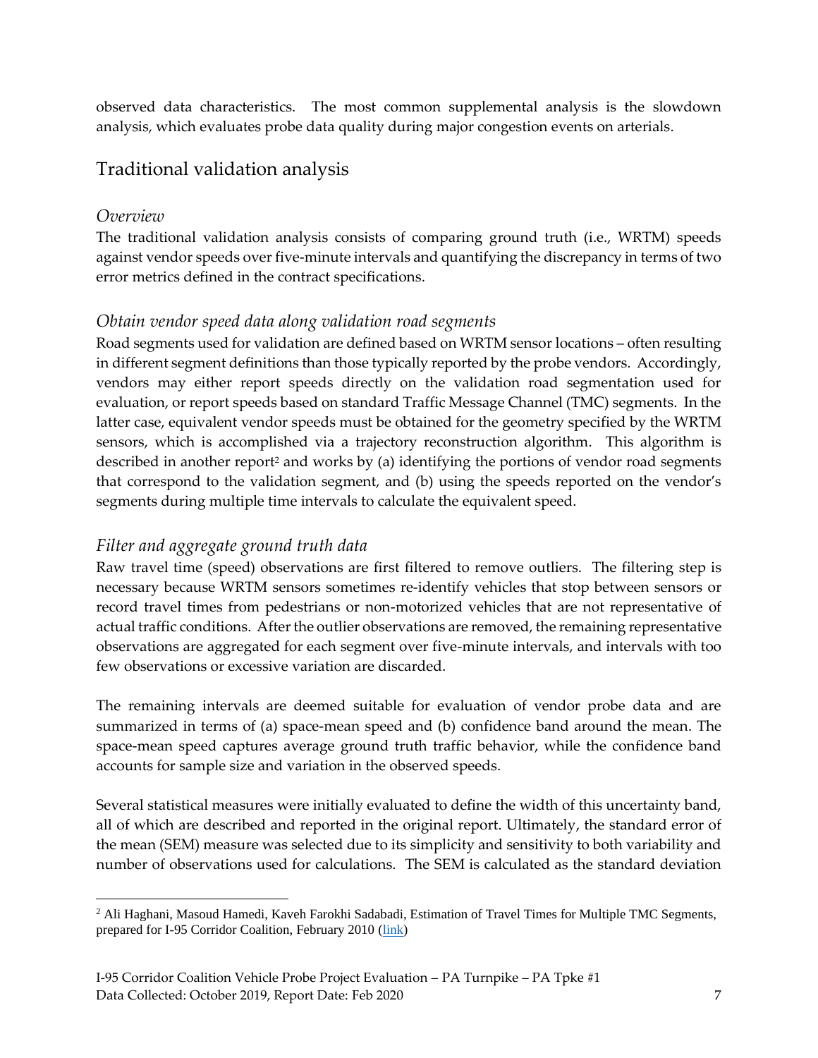observed data characteristics. The most common supplemental analysis is the slowdown analysis, which evaluates probe data quality during major congestion events on arterials.

## Traditional validation analysis

### *Overview*

The traditional validation analysis consists of comparing ground truth (i.e., WRTM) speeds against vendor speeds over five-minute intervals and quantifying the discrepancy in terms of two error metrics defined in the contract specifications.

### *Obtain vendor speed data along validation road segments*

Road segments used for validation are defined based on WRTM sensor locations – often resulting in different segment definitions than those typically reported by the probe vendors. Accordingly, vendors may either report speeds directly on the validation road segmentation used for evaluation, or report speeds based on standard Traffic Message Channel (TMC) segments. In the latter case, equivalent vendor speeds must be obtained for the geometry specified by the WRTM sensors, which is accomplished via a trajectory reconstruction algorithm. This algorithm is described in another report[2] and works by (a) identifying the portions of vendor road segments that correspond to the validation segment, and (b) using the speeds reported on the vendor's segments during multiple time intervals to calculate the equivalent speed.

### *Filter and aggregate ground truth data*

Raw travel time (speed) observations are first filtered to remove outliers. The filtering step is necessary because WRTM sensors sometimes re-identify vehicles that stop between sensors or record travel times from pedestrians or non-motorized vehicles that are not representative of actual traffic conditions. After the outlier observations are removed, the remaining representative observations are aggregated for each segment over five-minute intervals, and intervals with too few observations or excessive variation are discarded.

The remaining intervals are deemed suitable for evaluation of vendor probe data and are summarized in terms of (a) space-mean speed and (b) confidence band around the mean. The space-mean speed captures average ground truth traffic behavior, while the confidence band accounts for sample size and variation in the observed speeds.

Several statistical measures were initially evaluated to define the width of this uncertainty band, all of which are described and reported in the original report. Ultimately, the standard error of the mean (SEM) measure was selected due to its simplicity and sensitivity to both variability and number of observations used for calculations. The SEM is calculated as the standard deviation

[2] Ali Haghani, Masoud Hamedi, Kaveh Farokhi Sadabadi, Estimation of Travel Times for Multiple TMC Segments, prepared for I-95 Corridor Coalition, February 2010 (link)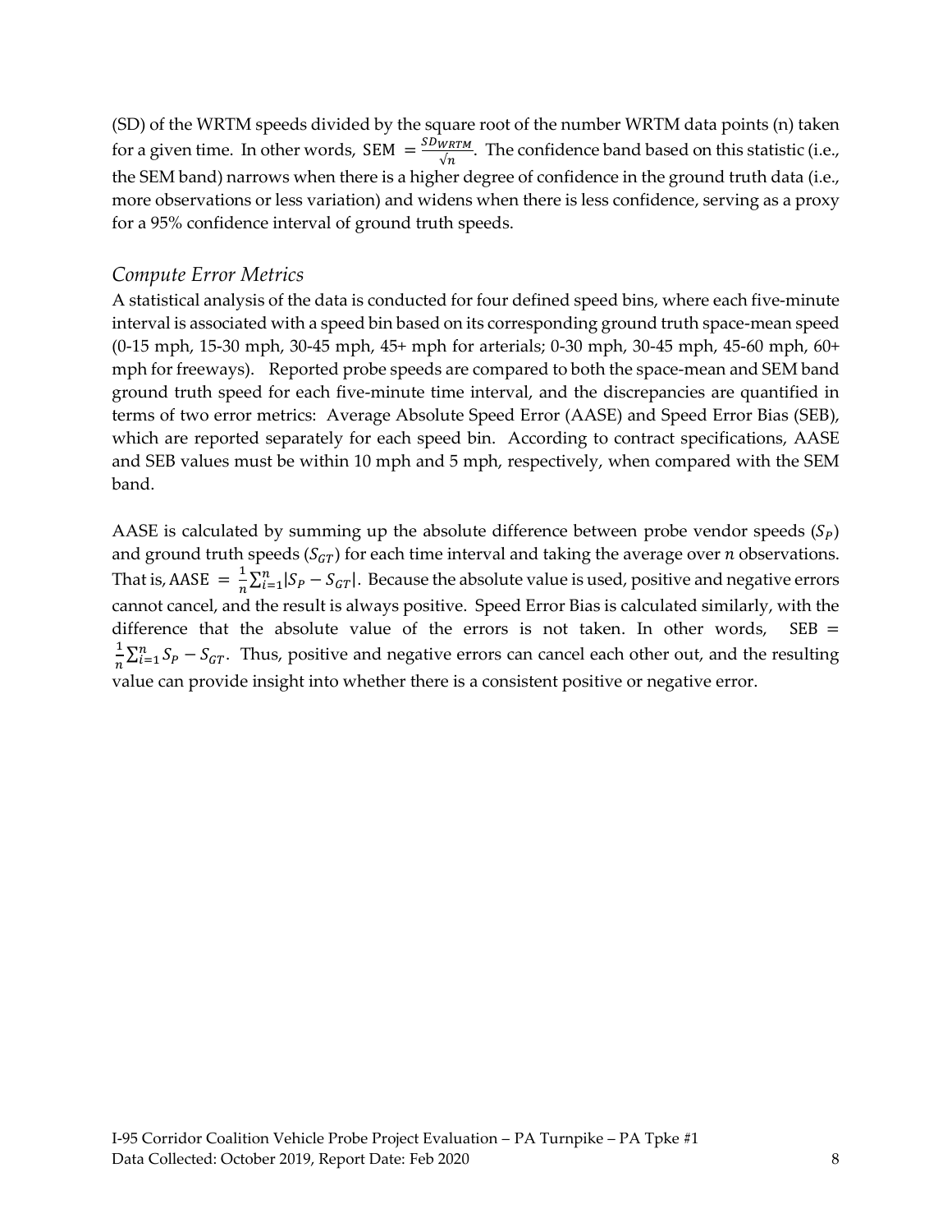(SD) of the WRTM speeds divided by the square root of the number WRTM data points (n) taken for a given time. In other words, $\text{SEM} = \frac{SD_{WRTM}}{\sqrt{n}}$. The confidence band based on this statistic (i.e., the SEM band) narrows when there is a higher degree of confidence in the ground truth data (i.e., more observations or less variation) and widens when there is less confidence, serving as a proxy for a 95% confidence interval of ground truth speeds.

### *Compute Error Metrics*

A statistical analysis of the data is conducted for four defined speed bins, where each five-minute interval is associated with a speed bin based on its corresponding ground truth space-mean speed (0-15 mph, 15-30 mph, 30-45 mph, 45+ mph for arterials; 0-30 mph, 30-45 mph, 45-60 mph, 60+ mph for freeways). Reported probe speeds are compared to both the space-mean and SEM band ground truth speed for each five-minute time interval, and the discrepancies are quantified in terms of two error metrics: Average Absolute Speed Error (AASE) and Speed Error Bias (SEB), which are reported separately for each speed bin. According to contract specifications, AASE and SEB values must be within 10 mph and 5 mph, respectively, when compared with the SEM band.

AASE is calculated by summing up the absolute difference between probe vendor speeds ($S_P$) and ground truth speeds ($S_{GT}$) for each time interval and taking the average over $n$ observations. That is, $\text{AASE} = \frac{1}{n}\sum_{i=1}^{n}|S_P - S_{GT}|$. Because the absolute value is used, positive and negative errors cannot cancel, and the result is always positive. Speed Error Bias is calculated similarly, with the difference that the absolute value of the errors is not taken. In other words, $\text{SEB} = \frac{1}{n}\sum_{i=1}^{n} S_P - S_{GT}$. Thus, positive and negative errors can cancel each other out, and the resulting value can provide insight into whether there is a consistent positive or negative error.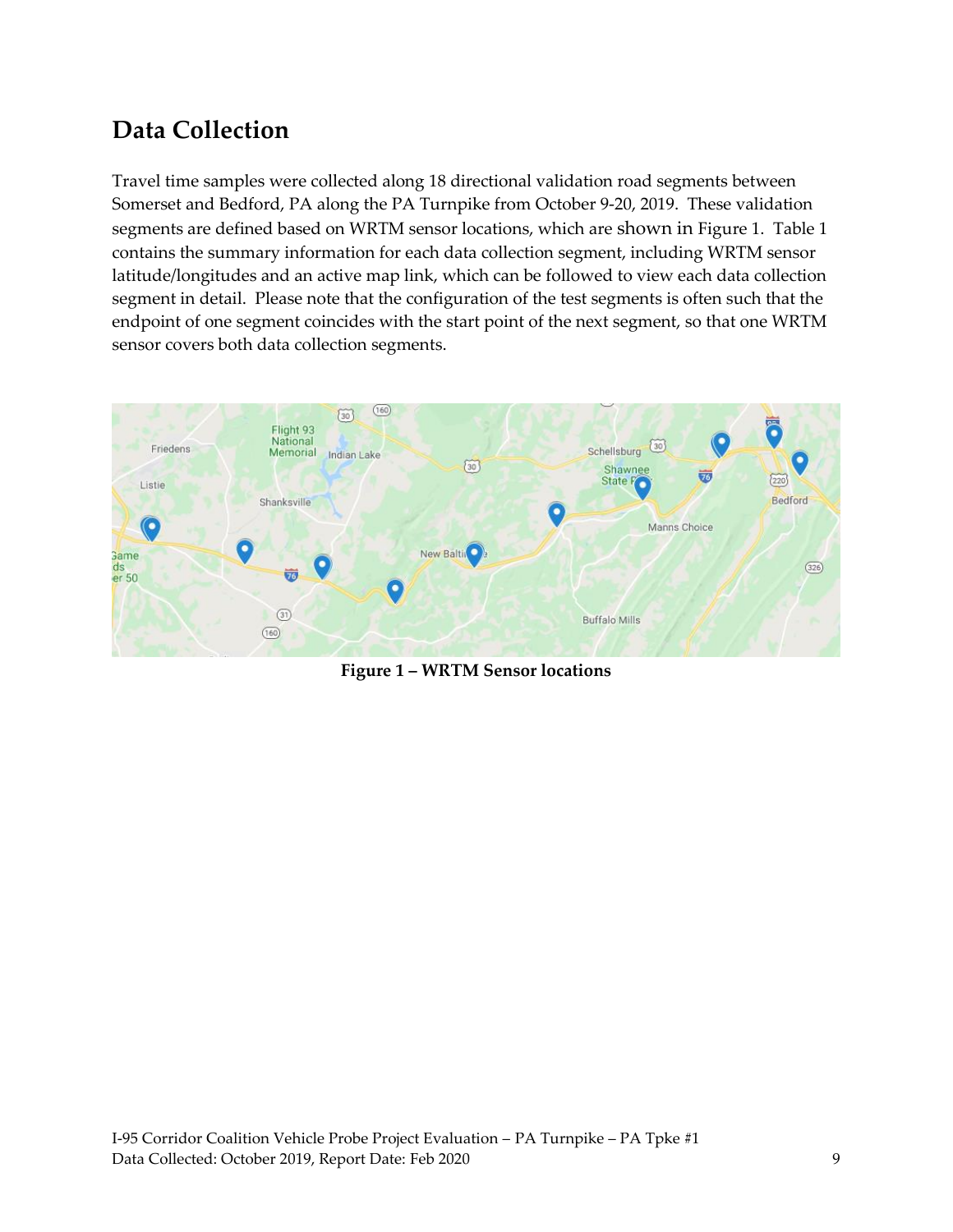## Data Collection

Travel time samples were collected along 18 directional validation road segments between Somerset and Bedford, PA along the PA Turnpike from October 9-20, 2019. These validation segments are defined based on WRTM sensor locations, which are shown in Figure 1. Table 1 contains the summary information for each data collection segment, including WRTM sensor latitude/longitudes and an active map link, which can be followed to view each data collection segment in detail. Please note that the configuration of the test segments is often such that the endpoint of one segment coincides with the start point of the next segment, so that one WRTM sensor covers both data collection segments.

**Figure 1 – WRTM Sensor locations**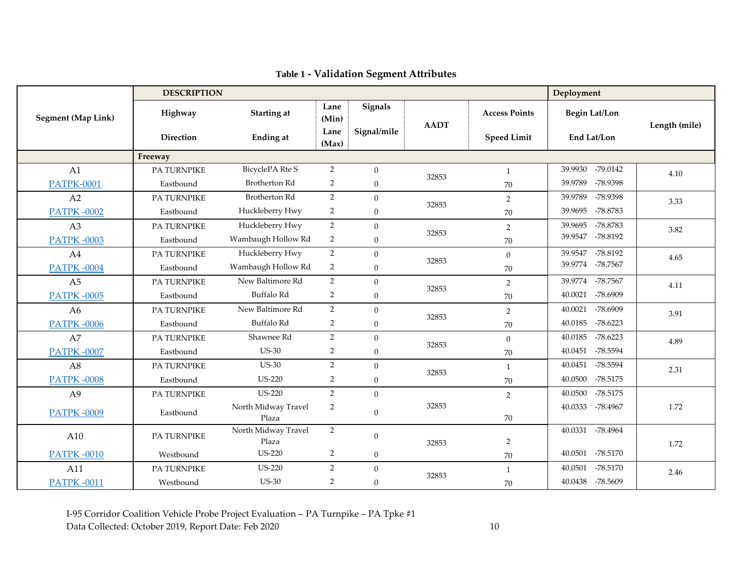**Table 1 - Validation Segment Attributes**

| Segment (Map Link) | Highway / Direction | Starting at / Ending at | Lane (Min) / Lane (Max) | Signals / Signal/mile | AADT | Access Points / Speed Limit | Begin Lat/Lon / End Lat/Lon | Length (mile) |
|---|---|---|---|---|---|---|---|---|
| | **DESCRIPTION** | | | | | | **Deployment** | |
| | **Freeway** | | | | | | | |
| A1<br>PATPK-0001 | PA TURNPIKE<br>Eastbound | BicyclePA Rte S<br>Brotherton Rd | 2<br>2 | 0<br>0 | 32853 | 1<br>70 | 39.9930 -79.0142<br>39.9789 -78.9398 | 4.10 |
| A2<br>PATPK -0002 | PA TURNPIKE<br>Eastbound | Brotherton Rd<br>Huckleberry Hwy | 2<br>2 | 0<br>0 | 32853 | 2<br>70 | 39.9789 -78.9398<br>39.9695 -78.8783 | 3.33 |
| A3<br>PATPK -0003 | PA TURNPIKE<br>Eastbound | Huckleberry Hwy<br>Wambaugh Hollow Rd | 2<br>2 | 0<br>0 | 32853 | 2<br>70 | 39.9695 -78.8783<br>39.9547 -78.8192 | 3.82 |
| A4<br>PATPK -0004 | PA TURNPIKE<br>Eastbound | Huckleberry Hwy<br>Wambaugh Hollow Rd | 2<br>2 | 0<br>0 | 32853 | 0<br>70 | 39.9547 -78.8192<br>39.9774 -78.7567 | 4.65 |
| A5<br>PATPK -0005 | PA TURNPIKE<br>Eastbound | New Baltimore Rd<br>Buffalo Rd | 2<br>2 | 0<br>0 | 32853 | 2<br>70 | 39.9774 -78.7567<br>40.0021 -78.6909 | 4.11 |
| A6<br>PATPK -0006 | PA TURNPIKE<br>Eastbound | New Baltimore Rd<br>Buffalo Rd | 2<br>2 | 0<br>0 | 32853 | 2<br>70 | 40.0021 -78.6909<br>40.0185 -78.6223 | 3.91 |
| A7<br>PATPK -0007 | PA TURNPIKE<br>Eastbound | Shawnee Rd<br>US-30 | 2<br>2 | 0<br>0 | 32853 | 0<br>70 | 40.0185 -78.6223<br>40.0451 -78.5594 | 4.89 |
| A8<br>PATPK -0008 | PA TURNPIKE<br>Eastbound | US-30<br>US-220 | 2<br>2 | 0<br>0 | 32853 | 1<br>70 | 40.0451 -78.5594<br>40.0500 -78.5175 | 2.31 |
| A9<br>PATPK -0009 | PA TURNPIKE<br>Eastbound | US-220<br>North Midway Travel Plaza | 2<br>2 | 0<br>0 | 32853 | 2<br>70 | 40.0500 -78.5175<br>40.0333 -78.4967 | 1.72 |
| A10<br>PATPK -0010 | PA TURNPIKE<br>Westbound | North Midway Travel Plaza<br>US-220 | 2<br>2 | 0<br>0 | 32853 | 2<br>70 | 40.0331 -78.4964<br>40.0501 -78.5170 | 1.72 |
| A11<br>PATPK -0011 | PA TURNPIKE<br>Westbound | US-220<br>US-30 | 2<br>2 | 0<br>0 | 32853 | 1<br>70 | 40.0501 -78.5170<br>40.0438 -78.5609 | 2.46 |

I-95 Corridor Coalition Vehicle Probe Project Evaluation – PA Turnpike – PA Tpke #1
Data Collected: October 2019, Report Date: Feb 2020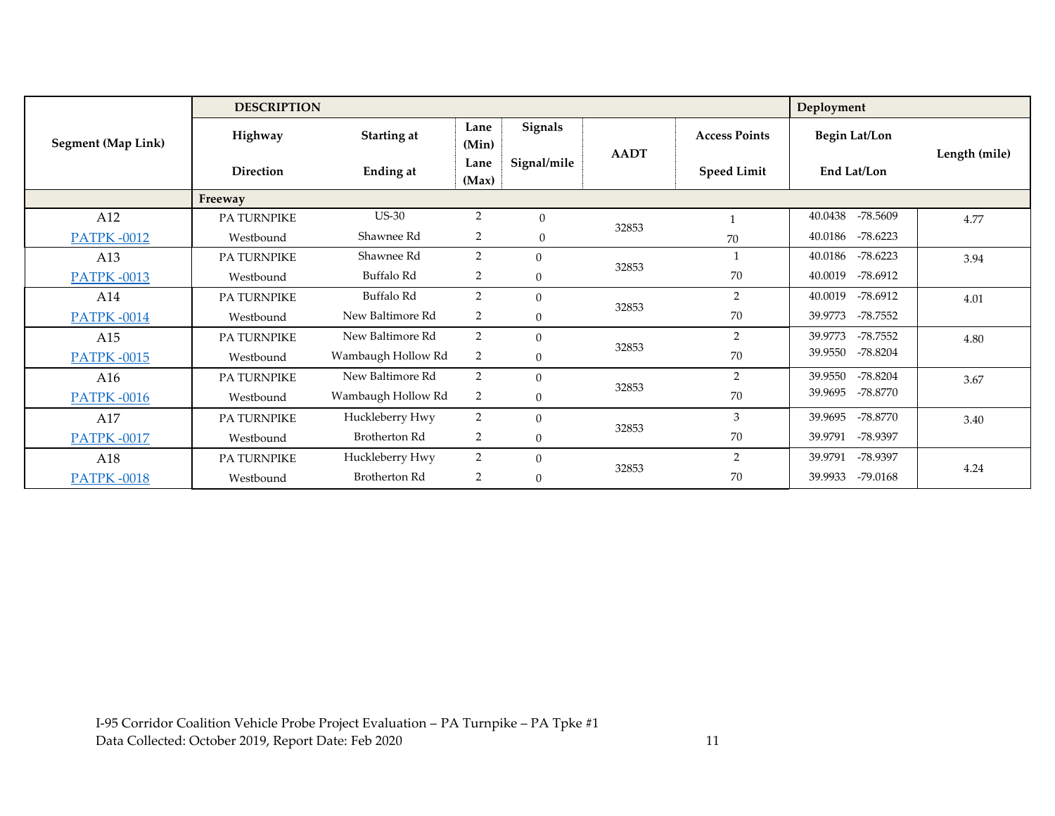| Segment (Map Link) | DESCRIPTION | | | | | | Deployment | |
|---|---|---|---|---|---|---|---|---|
| | Highway / Direction | Starting at / Ending at | Lane (Min) / Lane (Max) | Signals / Signal/mile | AADT | Access Points / Speed Limit | Begin Lat/Lon / End Lat/Lon | Length (mile) |
| | Freeway | | | | | | | |
| A12 / PATPK -0012 | PA TURNPIKE / Westbound | US-30 / Shawnee Rd | 2 / 2 | 0 / 0 | 32853 | 1 / 70 | 40.0438 -78.5609 / 40.0186 -78.6223 | 4.77 |
| A13 / PATPK -0013 | PA TURNPIKE / Westbound | Shawnee Rd / Buffalo Rd | 2 / 2 | 0 / 0 | 32853 | 1 / 70 | 40.0186 -78.6223 / 40.0019 -78.6912 | 3.94 |
| A14 / PATPK -0014 | PA TURNPIKE / Westbound | Buffalo Rd / New Baltimore Rd | 2 / 2 | 0 / 0 | 32853 | 2 / 70 | 40.0019 -78.6912 / 39.9773 -78.7552 | 4.01 |
| A15 / PATPK -0015 | PA TURNPIKE / Westbound | New Baltimore Rd / Wambaugh Hollow Rd | 2 / 2 | 0 / 0 | 32853 | 2 / 70 | 39.9773 -78.7552 / 39.9550 -78.8204 | 4.80 |
| A16 / PATPK -0016 | PA TURNPIKE / Westbound | New Baltimore Rd / Wambaugh Hollow Rd | 2 / 2 | 0 / 0 | 32853 | 2 / 70 | 39.9550 -78.8204 / 39.9695 -78.8770 | 3.67 |
| A17 / PATPK -0017 | PA TURNPIKE / Westbound | Huckleberry Hwy / Brotherton Rd | 2 / 2 | 0 / 0 | 32853 | 3 / 70 | 39.9695 -78.8770 / 39.9791 -78.9397 | 3.40 |
| A18 / PATPK -0018 | PA TURNPIKE / Westbound | Huckleberry Hwy / Brotherton Rd | 2 / 2 | 0 / 0 | 32853 | 2 / 70 | 39.9791 -78.9397 / 39.9933 -79.0168 | 4.24 |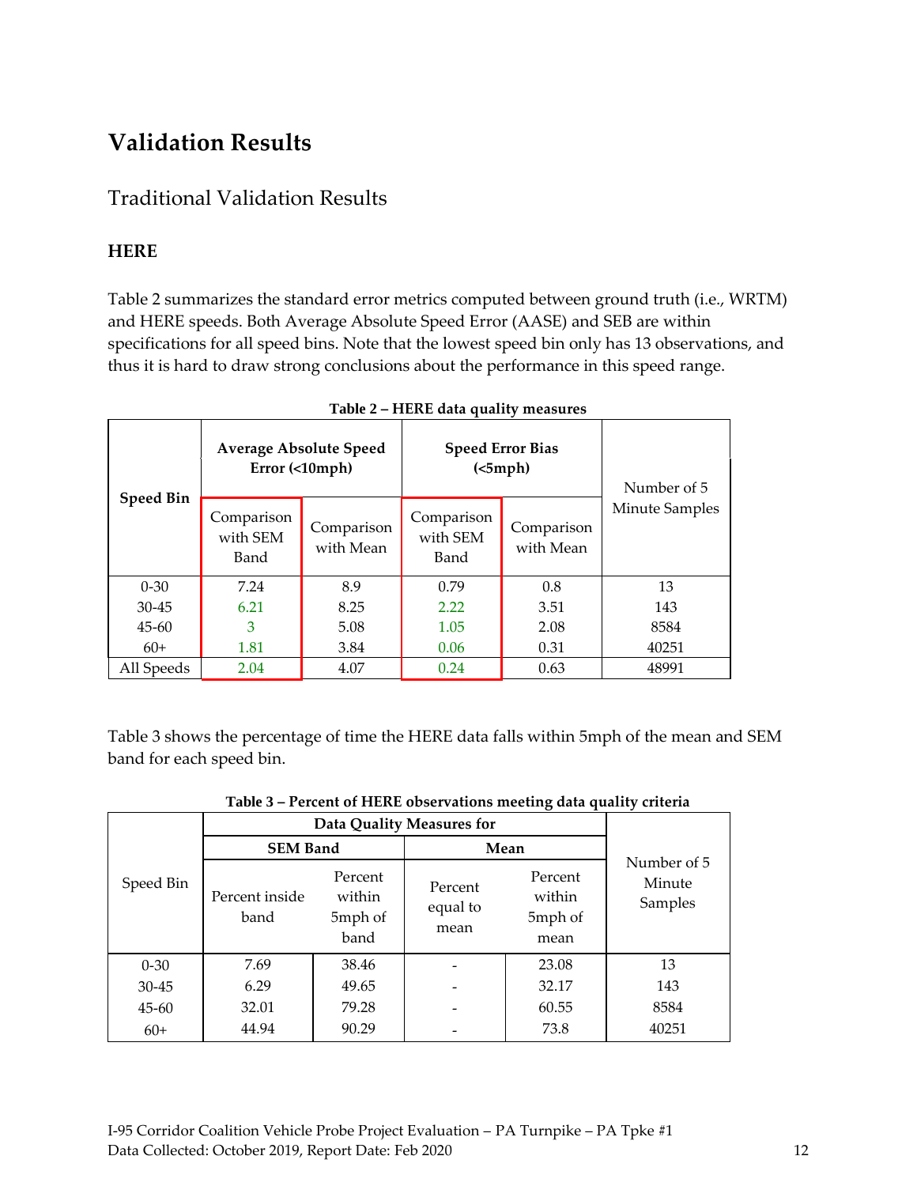# Validation Results

## Traditional Validation Results

### HERE

Table 2 summarizes the standard error metrics computed between ground truth (i.e., WRTM) and HERE speeds. Both Average Absolute Speed Error (AASE) and SEB are within specifications for all speed bins. Note that the lowest speed bin only has 13 observations, and thus it is hard to draw strong conclusions about the performance in this speed range.

**Table 2 – HERE data quality measures**

| Speed Bin | Average Absolute Speed Error (<10mph) | | Speed Error Bias (<5mph) | | Number of 5 Minute Samples |
|---|---|---|---|---|---|
| | Comparison with SEM Band | Comparison with Mean | Comparison with SEM Band | Comparison with Mean | |
| 0-30 | 7.24 | 8.9 | 0.79 | 0.8 | 13 |
| 30-45 | 6.21 | 8.25 | 2.22 | 3.51 | 143 |
| 45-60 | 3 | 5.08 | 1.05 | 2.08 | 8584 |
| 60+ | 1.81 | 3.84 | 0.06 | 0.31 | 40251 |
| All Speeds | 2.04 | 4.07 | 0.24 | 0.63 | 48991 |

Table 3 shows the percentage of time the HERE data falls within 5mph of the mean and SEM band for each speed bin.

**Table 3 – Percent of HERE observations meeting data quality criteria**

| Speed Bin | Data Quality Measures for | | | | Number of 5 Minute Samples |
|---|---|---|---|---|---|
| | SEM Band | | Mean | | |
| | Percent inside band | Percent within 5mph of band | Percent equal to mean | Percent within 5mph of mean | |
| 0-30 | 7.69 | 38.46 | - | 23.08 | 13 |
| 30-45 | 6.29 | 49.65 | - | 32.17 | 143 |
| 45-60 | 32.01 | 79.28 | - | 60.55 | 8584 |
| 60+ | 44.94 | 90.29 | - | 73.8 | 40251 |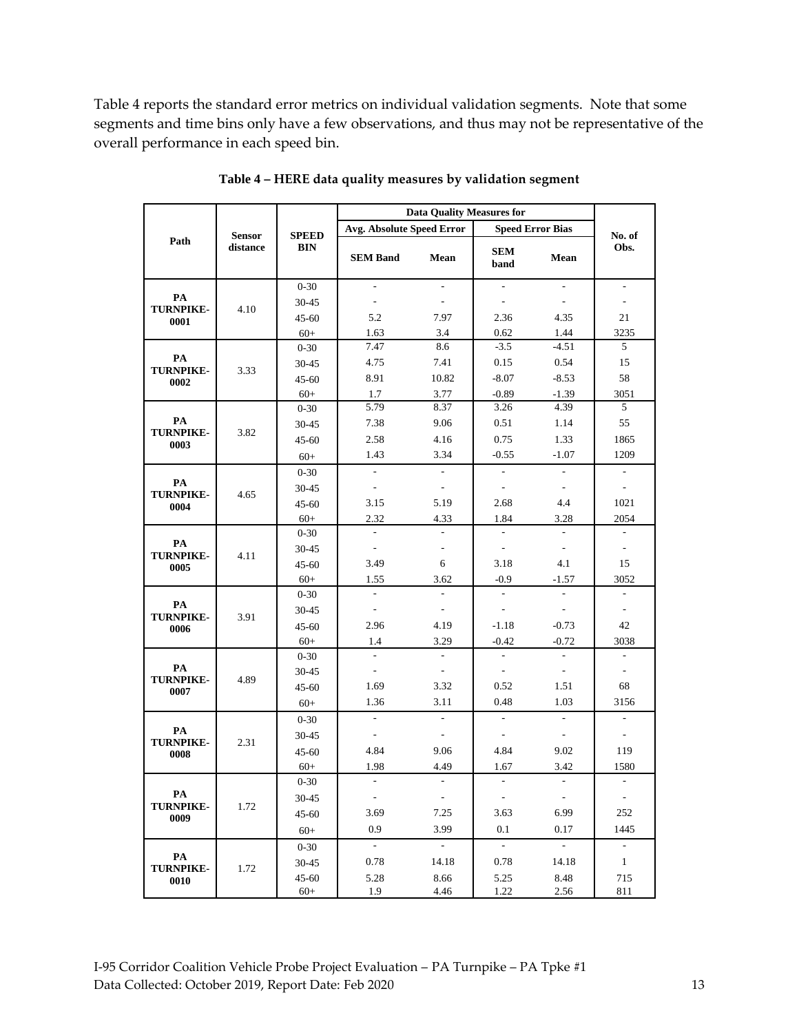Table 4 reports the standard error metrics on individual validation segments. Note that some segments and time bins only have a few observations, and thus may not be representative of the overall performance in each speed bin.

**Table 4 – HERE data quality measures by validation segment**

| Path | Sensor distance | SPEED BIN | Data Quality Measures for | | | | No. of Obs. |
|---|---|---|---|---|---|---|---|
| | | | Avg. Absolute Speed Error | | Speed Error Bias | | |
| | | | SEM Band | Mean | SEM band | Mean | |
| PA TURNPIKE-0001 | 4.10 | 0-30 | - | - | - | - | - |
| | | 30-45 | - | - | - | - | - |
| | | 45-60 | 5.2 | 7.97 | 2.36 | 4.35 | 21 |
| | | 60+ | 1.63 | 3.4 | 0.62 | 1.44 | 3235 |
| PA TURNPIKE-0002 | 3.33 | 0-30 | 7.47 | 8.6 | -3.5 | -4.51 | 5 |
| | | 30-45 | 4.75 | 7.41 | 0.15 | 0.54 | 15 |
| | | 45-60 | 8.91 | 10.82 | -8.07 | -8.53 | 58 |
| | | 60+ | 1.7 | 3.77 | -0.89 | -1.39 | 3051 |
| PA TURNPIKE-0003 | 3.82 | 0-30 | 5.79 | 8.37 | 3.26 | 4.39 | 5 |
| | | 30-45 | 7.38 | 9.06 | 0.51 | 1.14 | 55 |
| | | 45-60 | 2.58 | 4.16 | 0.75 | 1.33 | 1865 |
| | | 60+ | 1.43 | 3.34 | -0.55 | -1.07 | 1209 |
| PA TURNPIKE-0004 | 4.65 | 0-30 | - | - | - | - | - |
| | | 30-45 | - | - | - | - | - |
| | | 45-60 | 3.15 | 5.19 | 2.68 | 4.4 | 1021 |
| | | 60+ | 2.32 | 4.33 | 1.84 | 3.28 | 2054 |
| PA TURNPIKE-0005 | 4.11 | 0-30 | - | - | - | - | - |
| | | 30-45 | - | - | - | - | - |
| | | 45-60 | 3.49 | 6 | 3.18 | 4.1 | 15 |
| | | 60+ | 1.55 | 3.62 | -0.9 | -1.57 | 3052 |
| PA TURNPIKE-0006 | 3.91 | 0-30 | - | - | - | - | - |
| | | 30-45 | - | - | - | - | - |
| | | 45-60 | 2.96 | 4.19 | -1.18 | -0.73 | 42 |
| | | 60+ | 1.4 | 3.29 | -0.42 | -0.72 | 3038 |
| PA TURNPIKE-0007 | 4.89 | 0-30 | - | - | - | - | - |
| | | 30-45 | - | - | - | - | - |
| | | 45-60 | 1.69 | 3.32 | 0.52 | 1.51 | 68 |
| | | 60+ | 1.36 | 3.11 | 0.48 | 1.03 | 3156 |
| PA TURNPIKE-0008 | 2.31 | 0-30 | - | - | - | - | - |
| | | 30-45 | - | - | - | - | - |
| | | 45-60 | 4.84 | 9.06 | 4.84 | 9.02 | 119 |
| | | 60+ | 1.98 | 4.49 | 1.67 | 3.42 | 1580 |
| PA TURNPIKE-0009 | 1.72 | 0-30 | - | - | - | - | - |
| | | 30-45 | - | - | - | - | - |
| | | 45-60 | 3.69 | 7.25 | 3.63 | 6.99 | 252 |
| | | 60+ | 0.9 | 3.99 | 0.1 | 0.17 | 1445 |
| PA TURNPIKE-0010 | 1.72 | 0-30 | - | - | - | - | - |
| | | 30-45 | 0.78 | 14.18 | 0.78 | 14.18 | 1 |
| | | 45-60 | 5.28 | 8.66 | 5.25 | 8.48 | 715 |
| | | 60+ | 1.9 | 4.46 | 1.22 | 2.56 | 811 |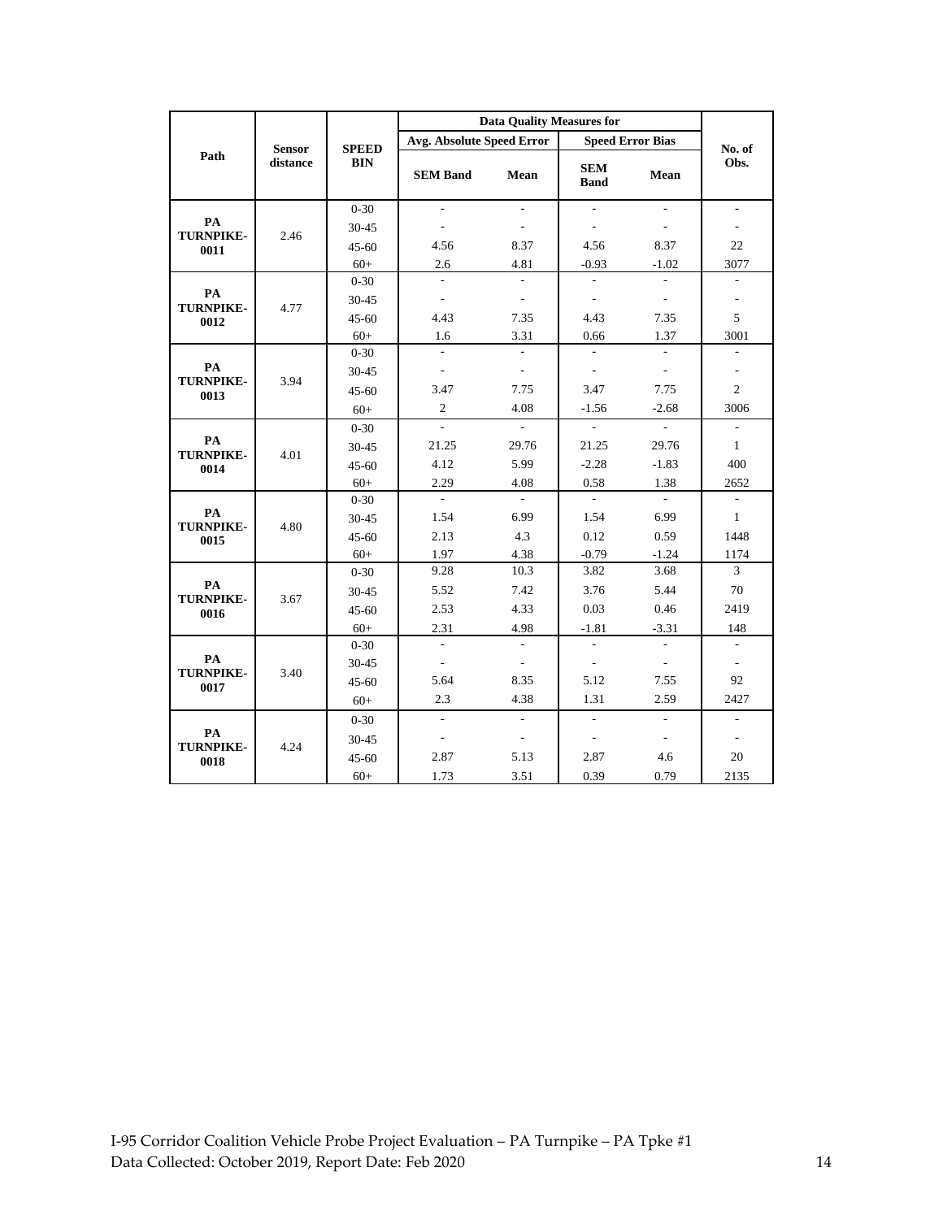| Path | Sensor distance | SPEED BIN | Data Quality Measures for | | | | No. of Obs. |
|---|---|---|---|---|---|---|---|
| | | | Avg. Absolute Speed Error | | Speed Error Bias | | |
| | | | SEM Band | Mean | SEM Band | Mean | |
| PA TURNPIKE-0011 | 2.46 | 0-30 | - | - | - | - | - |
| | | 30-45 | - | - | - | - | - |
| | | 45-60 | 4.56 | 8.37 | 4.56 | 8.37 | 22 |
| | | 60+ | 2.6 | 4.81 | -0.93 | -1.02 | 3077 |
| PA TURNPIKE-0012 | 4.77 | 0-30 | - | - | - | - | - |
| | | 30-45 | - | - | - | - | - |
| | | 45-60 | 4.43 | 7.35 | 4.43 | 7.35 | 5 |
| | | 60+ | 1.6 | 3.31 | 0.66 | 1.37 | 3001 |
| PA TURNPIKE-0013 | 3.94 | 0-30 | - | - | - | - | - |
| | | 30-45 | - | - | - | - | - |
| | | 45-60 | 3.47 | 7.75 | 3.47 | 7.75 | 2 |
| | | 60+ | 2 | 4.08 | -1.56 | -2.68 | 3006 |
| PA TURNPIKE-0014 | 4.01 | 0-30 | - | - | - | - | - |
| | | 30-45 | 21.25 | 29.76 | 21.25 | 29.76 | 1 |
| | | 45-60 | 4.12 | 5.99 | -2.28 | -1.83 | 400 |
| | | 60+ | 2.29 | 4.08 | 0.58 | 1.38 | 2652 |
| PA TURNPIKE-0015 | 4.80 | 0-30 | - | - | - | - | - |
| | | 30-45 | 1.54 | 6.99 | 1.54 | 6.99 | 1 |
| | | 45-60 | 2.13 | 4.3 | 0.12 | 0.59 | 1448 |
| | | 60+ | 1.97 | 4.38 | -0.79 | -1.24 | 1174 |
| PA TURNPIKE-0016 | 3.67 | 0-30 | 9.28 | 10.3 | 3.82 | 3.68 | 3 |
| | | 30-45 | 5.52 | 7.42 | 3.76 | 5.44 | 70 |
| | | 45-60 | 2.53 | 4.33 | 0.03 | 0.46 | 2419 |
| | | 60+ | 2.31 | 4.98 | -1.81 | -3.31 | 148 |
| PA TURNPIKE-0017 | 3.40 | 0-30 | - | - | - | - | - |
| | | 30-45 | - | - | - | - | - |
| | | 45-60 | 5.64 | 8.35 | 5.12 | 7.55 | 92 |
| | | 60+ | 2.3 | 4.38 | 1.31 | 2.59 | 2427 |
| PA TURNPIKE-0018 | 4.24 | 0-30 | - | - | - | - | - |
| | | 30-45 | - | - | - | - | - |
| | | 45-60 | 2.87 | 5.13 | 2.87 | 4.6 | 20 |
| | | 60+ | 1.73 | 3.51 | 0.39 | 0.79 | 2135 |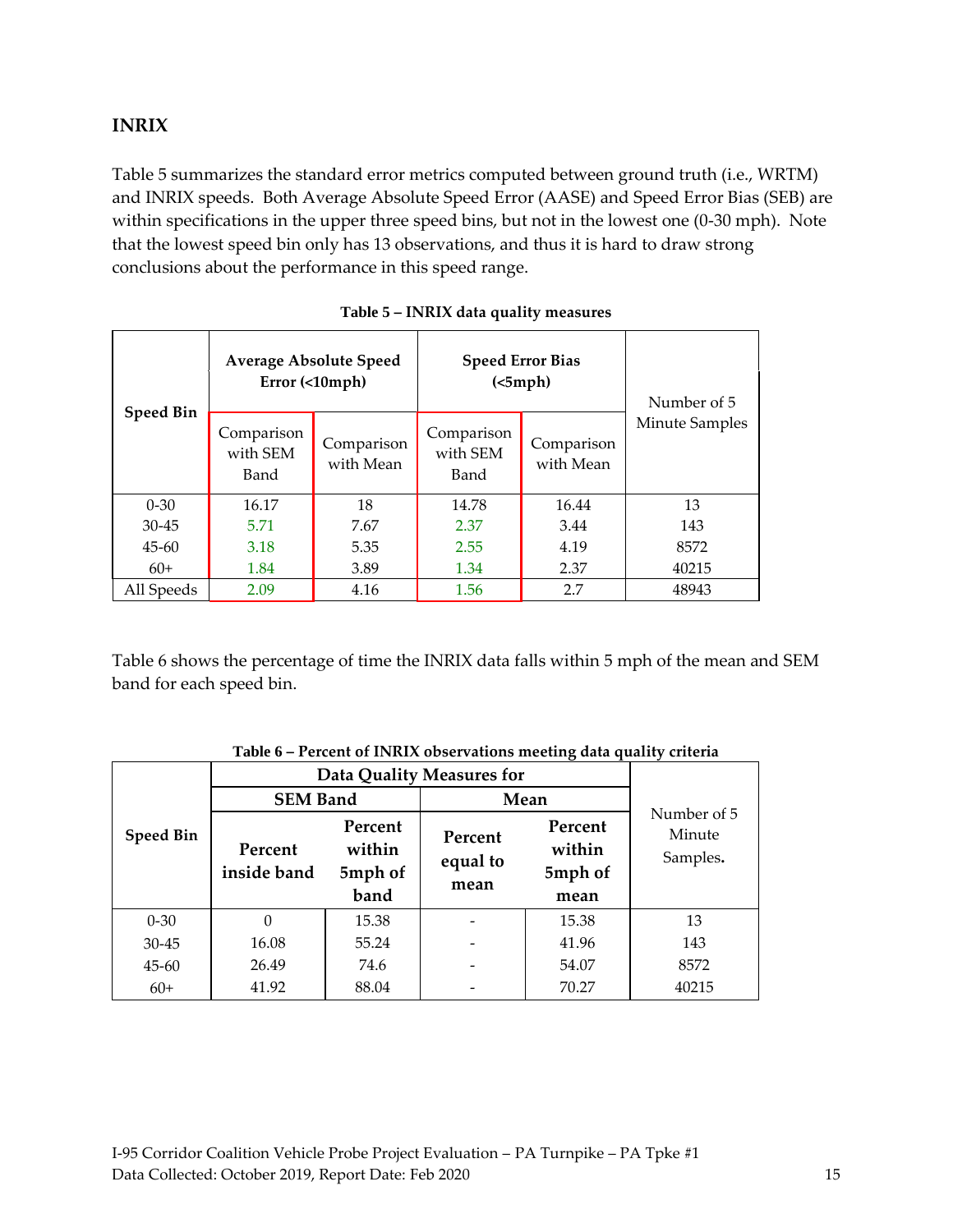## INRIX

Table 5 summarizes the standard error metrics computed between ground truth (i.e., WRTM) and INRIX speeds. Both Average Absolute Speed Error (AASE) and Speed Error Bias (SEB) are within specifications in the upper three speed bins, but not in the lowest one (0-30 mph). Note that the lowest speed bin only has 13 observations, and thus it is hard to draw strong conclusions about the performance in this speed range.

**Table 5 – INRIX data quality measures**

| Speed Bin | Average Absolute Speed Error (<10mph) | | Speed Error Bias (<5mph) | | Number of 5 Minute Samples |
|---|---|---|---|---|---|
| | Comparison with SEM Band | Comparison with Mean | Comparison with SEM Band | Comparison with Mean | |
| 0-30 | 16.17 | 18 | 14.78 | 16.44 | 13 |
| 30-45 | 5.71 | 7.67 | 2.37 | 3.44 | 143 |
| 45-60 | 3.18 | 5.35 | 2.55 | 4.19 | 8572 |
| 60+ | 1.84 | 3.89 | 1.34 | 2.37 | 40215 |
| All Speeds | 2.09 | 4.16 | 1.56 | 2.7 | 48943 |

Table 6 shows the percentage of time the INRIX data falls within 5 mph of the mean and SEM band for each speed bin.

**Table 6 – Percent of INRIX observations meeting data quality criteria**

| Speed Bin | Data Quality Measures for | | | | Number of 5 Minute Samples. |
|---|---|---|---|---|---|
| | SEM Band | | Mean | | |
| | Percent inside band | Percent within 5mph of band | Percent equal to mean | Percent within 5mph of mean | |
| 0-30 | 0 | 15.38 | - | 15.38 | 13 |
| 30-45 | 16.08 | 55.24 | - | 41.96 | 143 |
| 45-60 | 26.49 | 74.6 | - | 54.07 | 8572 |
| 60+ | 41.92 | 88.04 | - | 70.27 | 40215 |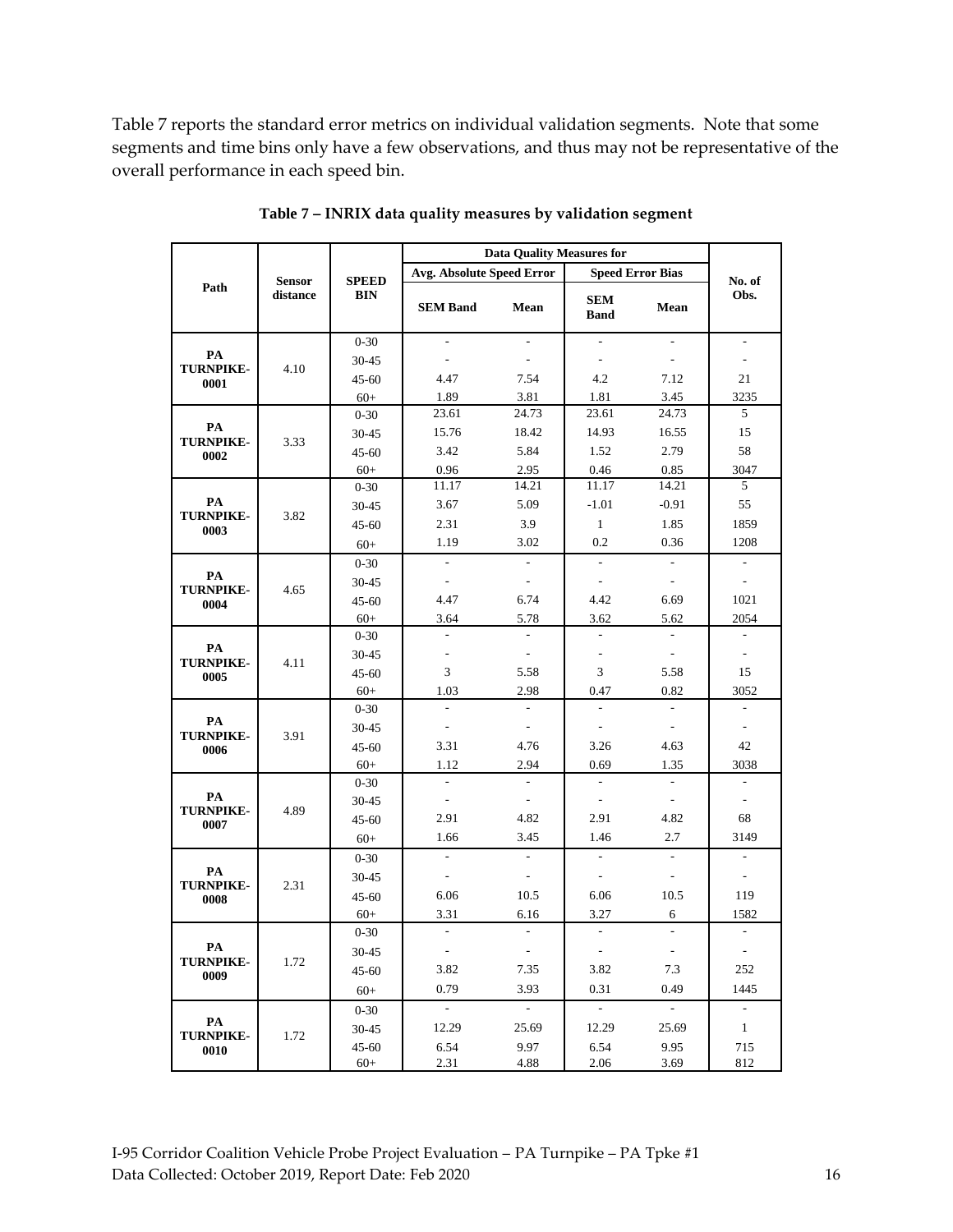Table 7 reports the standard error metrics on individual validation segments. Note that some segments and time bins only have a few observations, and thus may not be representative of the overall performance in each speed bin.

**Table 7 – INRIX data quality measures by validation segment**

| Path | Sensor distance | SPEED BIN | Data Quality Measures for | | | | No. of Obs. |
|---|---|---|---|---|---|---|---|
| | | | Avg. Absolute Speed Error | | Speed Error Bias | | |
| | | | SEM Band | Mean | SEM Band | Mean | |
| PA TURNPIKE-0001 | 4.10 | 0-30 | - | - | - | - | - |
| | | 30-45 | - | - | - | - | - |
| | | 45-60 | 4.47 | 7.54 | 4.2 | 7.12 | 21 |
| | | 60+ | 1.89 | 3.81 | 1.81 | 3.45 | 3235 |
| PA TURNPIKE-0002 | 3.33 | 0-30 | 23.61 | 24.73 | 23.61 | 24.73 | 5 |
| | | 30-45 | 15.76 | 18.42 | 14.93 | 16.55 | 15 |
| | | 45-60 | 3.42 | 5.84 | 1.52 | 2.79 | 58 |
| | | 60+ | 0.96 | 2.95 | 0.46 | 0.85 | 3047 |
| PA TURNPIKE-0003 | 3.82 | 0-30 | 11.17 | 14.21 | 11.17 | 14.21 | 5 |
| | | 30-45 | 3.67 | 5.09 | -1.01 | -0.91 | 55 |
| | | 45-60 | 2.31 | 3.9 | 1 | 1.85 | 1859 |
| | | 60+ | 1.19 | 3.02 | 0.2 | 0.36 | 1208 |
| PA TURNPIKE-0004 | 4.65 | 0-30 | - | - | - | - | - |
| | | 30-45 | - | - | - | - | - |
| | | 45-60 | 4.47 | 6.74 | 4.42 | 6.69 | 1021 |
| | | 60+ | 3.64 | 5.78 | 3.62 | 5.62 | 2054 |
| PA TURNPIKE-0005 | 4.11 | 0-30 | - | - | - | - | - |
| | | 30-45 | - | - | - | - | - |
| | | 45-60 | 3 | 5.58 | 3 | 5.58 | 15 |
| | | 60+ | 1.03 | 2.98 | 0.47 | 0.82 | 3052 |
| PA TURNPIKE-0006 | 3.91 | 0-30 | - | - | - | - | - |
| | | 30-45 | - | - | - | - | - |
| | | 45-60 | 3.31 | 4.76 | 3.26 | 4.63 | 42 |
| | | 60+ | 1.12 | 2.94 | 0.69 | 1.35 | 3038 |
| PA TURNPIKE-0007 | 4.89 | 0-30 | - | - | - | - | - |
| | | 30-45 | - | - | - | - | - |
| | | 45-60 | 2.91 | 4.82 | 2.91 | 4.82 | 68 |
| | | 60+ | 1.66 | 3.45 | 1.46 | 2.7 | 3149 |
| PA TURNPIKE-0008 | 2.31 | 0-30 | - | - | - | - | - |
| | | 30-45 | - | - | - | - | - |
| | | 45-60 | 6.06 | 10.5 | 6.06 | 10.5 | 119 |
| | | 60+ | 3.31 | 6.16 | 3.27 | 6 | 1582 |
| PA TURNPIKE-0009 | 1.72 | 0-30 | - | - | - | - | - |
| | | 30-45 | - | - | - | - | - |
| | | 45-60 | 3.82 | 7.35 | 3.82 | 7.3 | 252 |
| | | 60+ | 0.79 | 3.93 | 0.31 | 0.49 | 1445 |
| PA TURNPIKE-0010 | 1.72 | 0-30 | - | - | - | - | - |
| | | 30-45 | 12.29 | 25.69 | 12.29 | 25.69 | 1 |
| | | 45-60 | 6.54 | 9.97 | 6.54 | 9.95 | 715 |
| | | 60+ | 2.31 | 4.88 | 2.06 | 3.69 | 812 |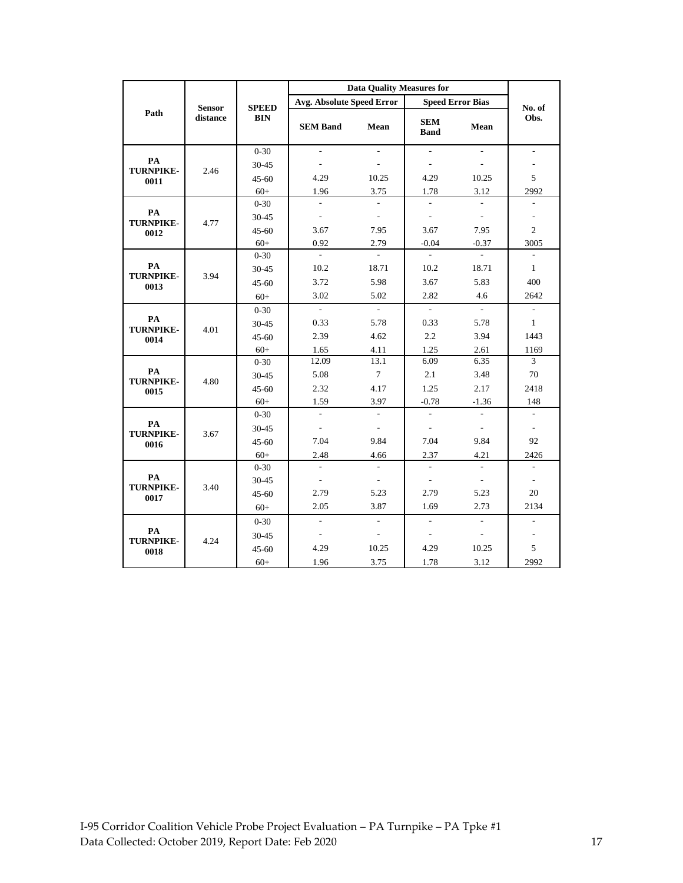| Path | Sensor distance | SPEED BIN | Data Quality Measures for | | | | No. of Obs. |
|---|---|---|---|---|---|---|---|
| | | | Avg. Absolute Speed Error | | Speed Error Bias | | |
| | | | SEM Band | Mean | SEM Band | Mean | |
| PA TURNPIKE-0011 | 2.46 | 0-30 | - | - | - | - | - |
| | | 30-45 | - | - | - | - | - |
| | | 45-60 | 4.29 | 10.25 | 4.29 | 10.25 | 5 |
| | | 60+ | 1.96 | 3.75 | 1.78 | 3.12 | 2992 |
| PA TURNPIKE-0012 | 4.77 | 0-30 | - | - | - | - | - |
| | | 30-45 | - | - | - | - | - |
| | | 45-60 | 3.67 | 7.95 | 3.67 | 7.95 | 2 |
| | | 60+ | 0.92 | 2.79 | -0.04 | -0.37 | 3005 |
| PA TURNPIKE-0013 | 3.94 | 0-30 | - | - | - | - | - |
| | | 30-45 | 10.2 | 18.71 | 10.2 | 18.71 | 1 |
| | | 45-60 | 3.72 | 5.98 | 3.67 | 5.83 | 400 |
| | | 60+ | 3.02 | 5.02 | 2.82 | 4.6 | 2642 |
| PA TURNPIKE-0014 | 4.01 | 0-30 | - | - | - | - | - |
| | | 30-45 | 0.33 | 5.78 | 0.33 | 5.78 | 1 |
| | | 45-60 | 2.39 | 4.62 | 2.2 | 3.94 | 1443 |
| | | 60+ | 1.65 | 4.11 | 1.25 | 2.61 | 1169 |
| PA TURNPIKE-0015 | 4.80 | 0-30 | 12.09 | 13.1 | 6.09 | 6.35 | 3 |
| | | 30-45 | 5.08 | 7 | 2.1 | 3.48 | 70 |
| | | 45-60 | 2.32 | 4.17 | 1.25 | 2.17 | 2418 |
| | | 60+ | 1.59 | 3.97 | -0.78 | -1.36 | 148 |
| PA TURNPIKE-0016 | 3.67 | 0-30 | - | - | - | - | - |
| | | 30-45 | - | - | - | - | - |
| | | 45-60 | 7.04 | 9.84 | 7.04 | 9.84 | 92 |
| | | 60+ | 2.48 | 4.66 | 2.37 | 4.21 | 2426 |
| PA TURNPIKE-0017 | 3.40 | 0-30 | - | - | - | - | - |
| | | 30-45 | - | - | - | - | - |
| | | 45-60 | 2.79 | 5.23 | 2.79 | 5.23 | 20 |
| | | 60+ | 2.05 | 3.87 | 1.69 | 2.73 | 2134 |
| PA TURNPIKE-0018 | 4.24 | 0-30 | - | - | - | - | - |
| | | 30-45 | - | - | - | - | - |
| | | 45-60 | 4.29 | 10.25 | 4.29 | 10.25 | 5 |
| | | 60+ | 1.96 | 3.75 | 1.78 | 3.12 | 2992 |